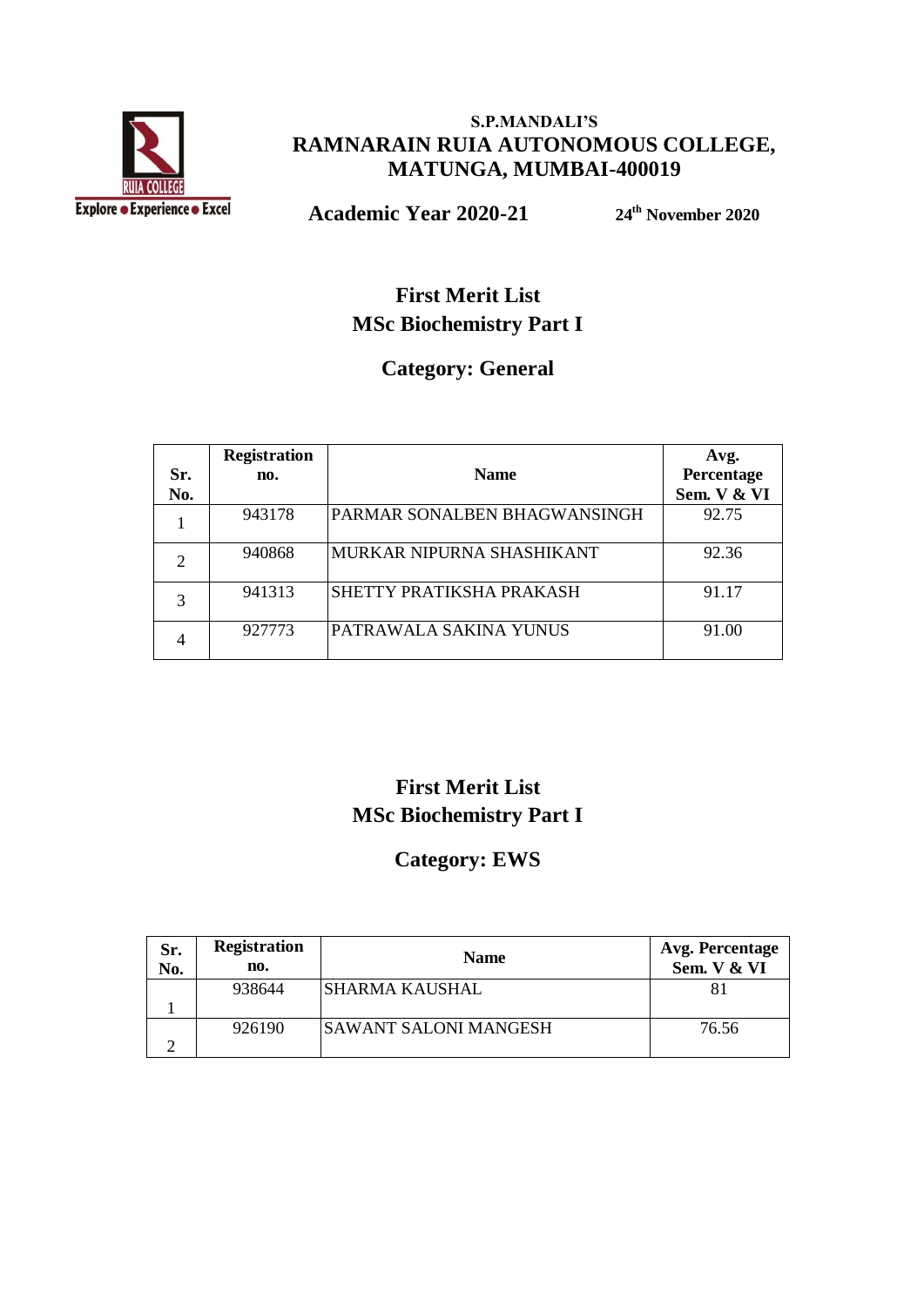**S.P.MANDALI'S**

# RAMNARAIN RUIA AUTONOMOUS COLLEGE, MATUNGA, MUMBAI-400019

**Academic Year 2020-21** **24th November 2020**

## First Merit List
## MSc Biochemistry Part I

### Category: General

| Sr. No. | Registration no. | Name | Avg. Percentage Sem. V & VI |
|---|---|---|---|
| 1 | 943178 | PARMAR SONALBEN BHAGWANSINGH | 92.75 |
| 2 | 940868 | MURKAR NIPURNA SHASHIKANT | 92.36 |
| 3 | 941313 | SHETTY PRATIKSHA PRAKASH | 91.17 |
| 4 | 927773 | PATRAWALA SAKINA YUNUS | 91.00 |

## First Merit List
## MSc Biochemistry Part I

### Category: EWS

| Sr. No. | Registration no. | Name | Avg. Percentage Sem. V & VI |
|---|---|---|---|
| 1 | 938644 | SHARMA KAUSHAL | 81 |
| 2 | 926190 | SAWANT SALONI MANGESH | 76.56 |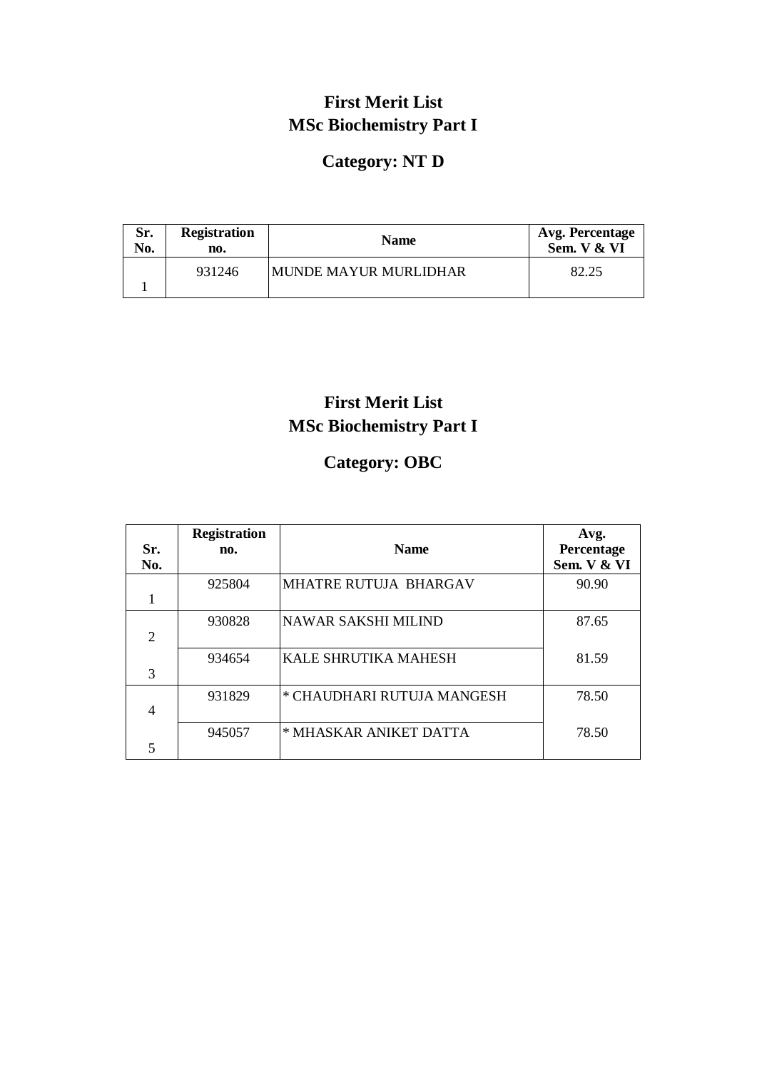# First Merit List
# MSc Biochemistry Part I

## Category: NT D

| Sr. No. | Registration no. | Name | Avg. Percentage Sem. V & VI |
|---|---|---|---|
| 1 | 931246 | MUNDE MAYUR MURLIDHAR | 82.25 |

# First Merit List
# MSc Biochemistry Part I

## Category: OBC

| Sr. No. | Registration no. | Name | Avg. Percentage Sem. V & VI |
|---|---|---|---|
| 1 | 925804 | MHATRE RUTUJA BHARGAV | 90.90 |
| 2 | 930828 | NAWAR SAKSHI MILIND | 87.65 |
| 3 | 934654 | KALE SHRUTIKA MAHESH | 81.59 |
| 4 | 931829 | * CHAUDHARI RUTUJA MANGESH | 78.50 |
| 5 | 945057 | * MHASKAR ANIKET DATTA | 78.50 |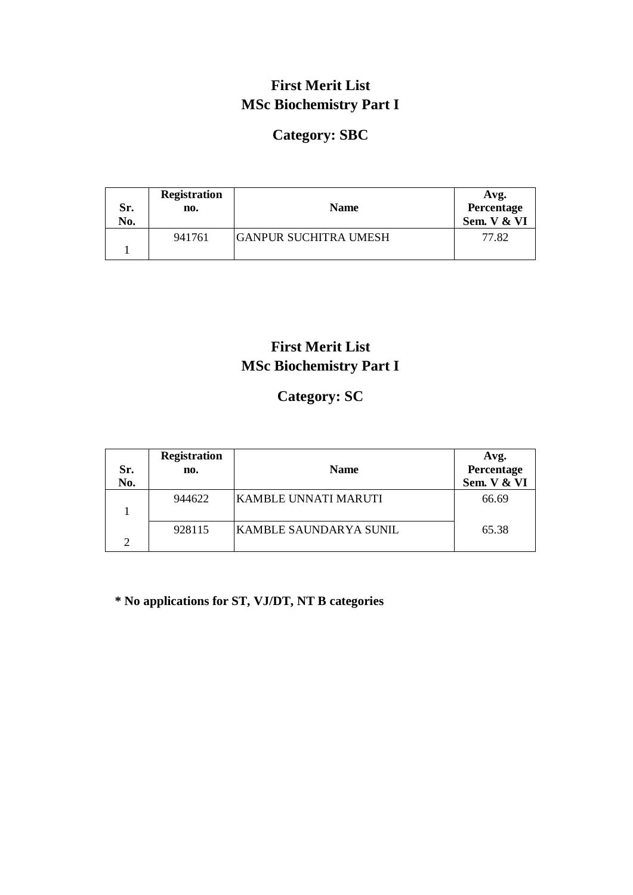# First Merit List
# MSc Biochemistry Part I

## Category: SBC

| Sr. No. | Registration no. | Name | Avg. Percentage Sem. V & VI |
|---|---|---|---|
| 1 | 941761 | GANPUR SUCHITRA UMESH | 77.82 |

# First Merit List
# MSc Biochemistry Part I

## Category: SC

| Sr. No. | Registration no. | Name | Avg. Percentage Sem. V & VI |
|---|---|---|---|
| 1 | 944622 | KAMBLE UNNATI MARUTI | 66.69 |
| 2 | 928115 | KAMBLE SAUNDARYA SUNIL | 65.38 |

**\* No applications for ST, VJ/DT, NT B categories**